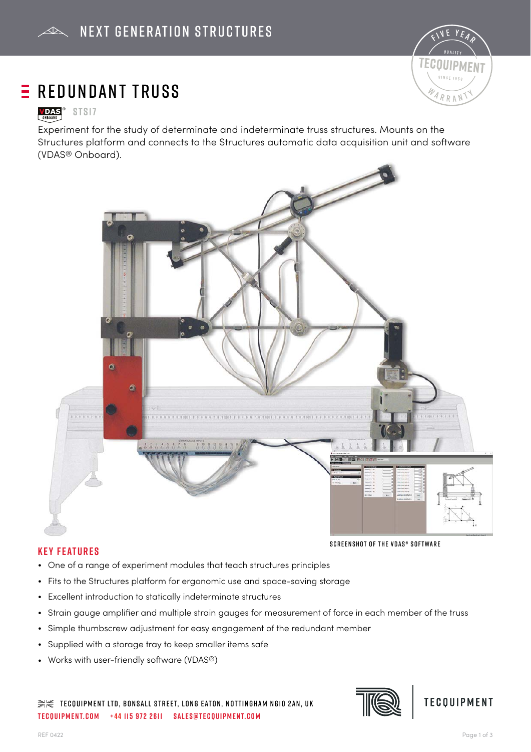# REDUNDANT TRUSS

STS17

Experiment for the study of determinate and indeterminate truss structures. Mounts on the Structures platform and connects to the Structures automatic data acquisition unit and software (VDAS® Onboard).

SCREENSHOT OF THE VDAS® SOFTWARE

## KEY FEATURES

- One of a range of experiment modules that teach structures principles
- Fits to the Structures platform for ergonomic use and space-saving storage
- Excellent introduction to statically indeterminate structures
- Strain gauge amplifier and multiple strain gauges for measurement of force in each member of the truss
- Simple thumbscrew adjustment for easy engagement of the redundant member
- Supplied with a storage tray to keep smaller items safe
- Works with user-friendly software (VDAS®)

TECQUIPMENT LTD, BONSALL STREET, LONG EATON, NOTTINGHAM NG10 2AN, UK
TECQUIPMENT.COM +44 115 972 2611 SALES@TECQUIPMENT.COM

REF 0422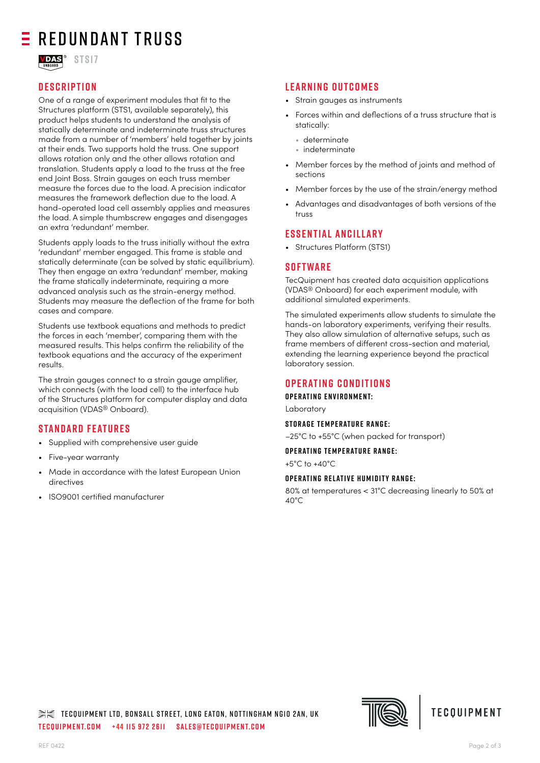# REDUNDANT TRUSS

STS17

## DESCRIPTION

One of a range of experiment modules that fit to the Structures platform (STS1, available separately), this product helps students to understand the analysis of statically determinate and indeterminate truss structures made from a number of 'members' held together by joints at their ends. Two supports hold the truss. One support allows rotation only and the other allows rotation and translation. Students apply a load to the truss at the free end Joint Boss. Strain gauges on each truss member measure the forces due to the load. A precision indicator measures the framework deflection due to the load. A hand-operated load cell assembly applies and measures the load. A simple thumbscrew engages and disengages an extra 'redundant' member.

Students apply loads to the truss initially without the extra 'redundant' member engaged. This frame is stable and statically determinate (can be solved by static equilibrium). They then engage an extra 'redundant' member, making the frame statically indeterminate, requiring a more advanced analysis such as the strain-energy method. Students may measure the deflection of the frame for both cases and compare.

Students use textbook equations and methods to predict the forces in each 'member', comparing them with the measured results. This helps confirm the reliability of the textbook equations and the accuracy of the experiment results.

The strain gauges connect to a strain gauge amplifier, which connects (with the load cell) to the interface hub of the Structures platform for computer display and data acquisition (VDAS® Onboard).

## STANDARD FEATURES

- Supplied with comprehensive user guide
- Five-year warranty
- Made in accordance with the latest European Union directives
- ISO9001 certified manufacturer

## LEARNING OUTCOMES

- Strain gauges as instruments
- Forces within and deflections of a truss structure that is statically:
  - determinate
  - indeterminate
- Member forces by the method of joints and method of sections
- Member forces by the use of the strain/energy method
- Advantages and disadvantages of both versions of the truss

## ESSENTIAL ANCILLARY

- Structures Platform (STS1)

## SOFTWARE

TecQuipment has created data acquisition applications (VDAS® Onboard) for each experiment module, with additional simulated experiments.

The simulated experiments allow students to simulate the hands-on laboratory experiments, verifying their results. They also allow simulation of alternative setups, such as frame members of different cross-section and material, extending the learning experience beyond the practical laboratory session.

## OPERATING CONDITIONS

### OPERATING ENVIRONMENT:

Laboratory

### STORAGE TEMPERATURE RANGE:

–25°C to +55°C (when packed for transport)

### OPERATING TEMPERATURE RANGE:

+5°C to +40°C

### OPERATING RELATIVE HUMIDITY RANGE:

80% at temperatures < 31°C decreasing linearly to 50% at 40°C

TECQUIPMENT LTD, BONSALL STREET, LONG EATON, NOTTINGHAM NG10 2AN, UK
TECQUIPMENT.COM +44 115 972 2611 SALES@TECQUIPMENT.COM

REF 0422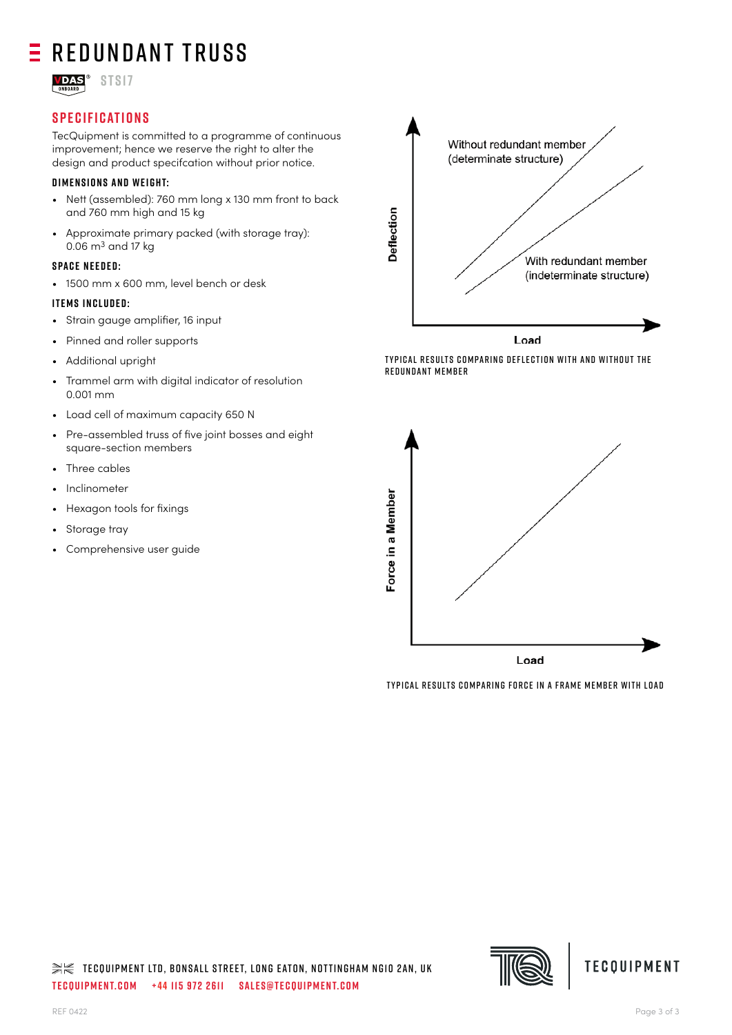# REDUNDANT TRUSS

STS17

## SPECIFICATIONS

TecQuipment is committed to a programme of continuous improvement; hence we reserve the right to alter the design and product specifcation without prior notice.

### DIMENSIONS AND WEIGHT:

- Nett (assembled): 760 mm long x 130 mm front to back and 760 mm high and 15 kg
- Approximate primary packed (with storage tray): 0.06 $m^3$ and 17 kg

### SPACE NEEDED:

- 1500 mm x 600 mm, level bench or desk

### ITEMS INCLUDED:

- Strain gauge amplifier, 16 input
- Pinned and roller supports
- Additional upright
- Trammel arm with digital indicator of resolution 0.001 mm
- Load cell of maximum capacity 650 N
- Pre-assembled truss of five joint bosses and eight square-section members
- Three cables
- Inclinometer
- Hexagon tools for fixings
- Storage tray
- Comprehensive user guide

Deflection

Without redundant member (determinate structure)

With redundant member (indeterminate structure)

Load

TYPICAL RESULTS COMPARING DEFLECTION WITH AND WITHOUT THE REDUNDANT MEMBER

Force in a Member

Load

TYPICAL RESULTS COMPARING FORCE IN A FRAME MEMBER WITH LOAD

TECQUIPMENT LTD, BONSALL STREET, LONG EATON, NOTTINGHAM NG10 2AN, UK

TECQUIPMENT.COM +44 115 972 2611 SALES@TECQUIPMENT.COM

REF 0422